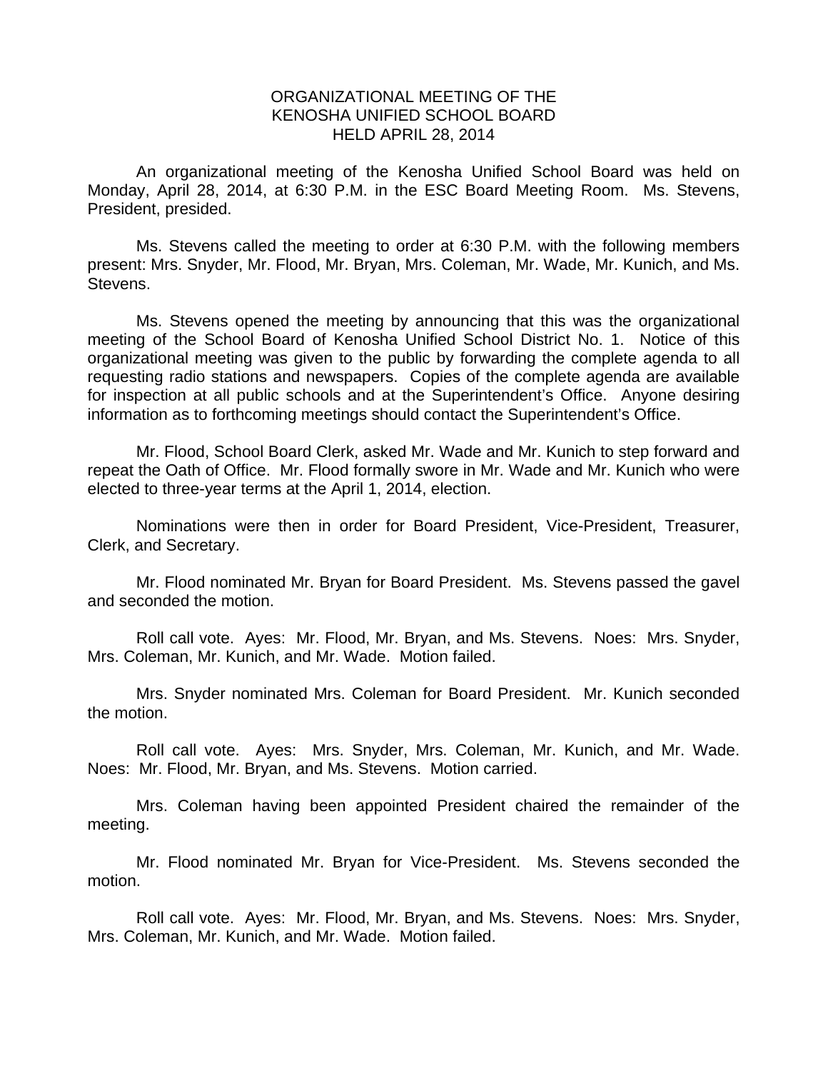# ORGANIZATIONAL MEETING OF THE KENOSHA UNIFIED SCHOOL BOARD HELD APRIL 28, 2014

An organizational meeting of the Kenosha Unified School Board was held on Monday, April 28, 2014, at 6:30 P.M. in the ESC Board Meeting Room. Ms. Stevens, President, presided.

Ms. Stevens called the meeting to order at 6:30 P.M. with the following members present: Mrs. Snyder, Mr. Flood, Mr. Bryan, Mrs. Coleman, Mr. Wade, Mr. Kunich, and Ms. Stevens.

Ms. Stevens opened the meeting by announcing that this was the organizational meeting of the School Board of Kenosha Unified School District No. 1. Notice of this organizational meeting was given to the public by forwarding the complete agenda to all requesting radio stations and newspapers. Copies of the complete agenda are available for inspection at all public schools and at the Superintendent's Office. Anyone desiring information as to forthcoming meetings should contact the Superintendent's Office.

Mr. Flood, School Board Clerk, asked Mr. Wade and Mr. Kunich to step forward and repeat the Oath of Office. Mr. Flood formally swore in Mr. Wade and Mr. Kunich who were elected to three-year terms at the April 1, 2014, election.

Nominations were then in order for Board President, Vice-President, Treasurer, Clerk, and Secretary.

Mr. Flood nominated Mr. Bryan for Board President. Ms. Stevens passed the gavel and seconded the motion.

Roll call vote. Ayes: Mr. Flood, Mr. Bryan, and Ms. Stevens. Noes: Mrs. Snyder, Mrs. Coleman, Mr. Kunich, and Mr. Wade. Motion failed.

Mrs. Snyder nominated Mrs. Coleman for Board President. Mr. Kunich seconded the motion.

Roll call vote. Ayes: Mrs. Snyder, Mrs. Coleman, Mr. Kunich, and Mr. Wade. Noes: Mr. Flood, Mr. Bryan, and Ms. Stevens. Motion carried.

Mrs. Coleman having been appointed President chaired the remainder of the meeting.

Mr. Flood nominated Mr. Bryan for Vice-President. Ms. Stevens seconded the motion.

Roll call vote. Ayes: Mr. Flood, Mr. Bryan, and Ms. Stevens. Noes: Mrs. Snyder, Mrs. Coleman, Mr. Kunich, and Mr. Wade. Motion failed.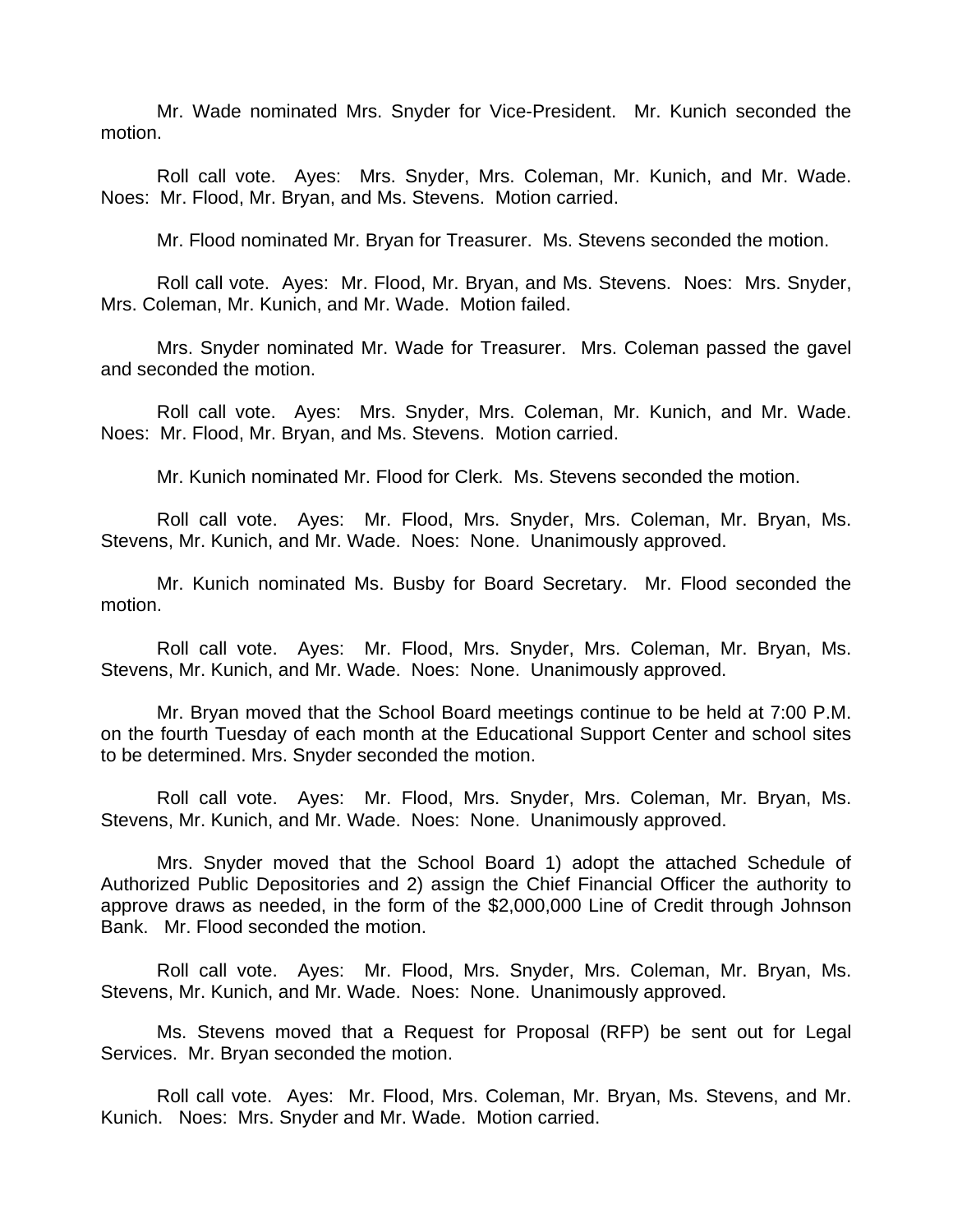Mr. Wade nominated Mrs. Snyder for Vice-President. Mr. Kunich seconded the motion.

Roll call vote. Ayes: Mrs. Snyder, Mrs. Coleman, Mr. Kunich, and Mr. Wade. Noes: Mr. Flood, Mr. Bryan, and Ms. Stevens. Motion carried.

Mr. Flood nominated Mr. Bryan for Treasurer. Ms. Stevens seconded the motion.

Roll call vote. Ayes: Mr. Flood, Mr. Bryan, and Ms. Stevens. Noes: Mrs. Snyder, Mrs. Coleman, Mr. Kunich, and Mr. Wade. Motion failed.

Mrs. Snyder nominated Mr. Wade for Treasurer. Mrs. Coleman passed the gavel and seconded the motion.

Roll call vote. Ayes: Mrs. Snyder, Mrs. Coleman, Mr. Kunich, and Mr. Wade. Noes: Mr. Flood, Mr. Bryan, and Ms. Stevens. Motion carried.

Mr. Kunich nominated Mr. Flood for Clerk. Ms. Stevens seconded the motion.

Roll call vote. Ayes: Mr. Flood, Mrs. Snyder, Mrs. Coleman, Mr. Bryan, Ms. Stevens, Mr. Kunich, and Mr. Wade. Noes: None. Unanimously approved.

Mr. Kunich nominated Ms. Busby for Board Secretary. Mr. Flood seconded the motion.

Roll call vote. Ayes: Mr. Flood, Mrs. Snyder, Mrs. Coleman, Mr. Bryan, Ms. Stevens, Mr. Kunich, and Mr. Wade. Noes: None. Unanimously approved.

Mr. Bryan moved that the School Board meetings continue to be held at 7:00 P.M. on the fourth Tuesday of each month at the Educational Support Center and school sites to be determined. Mrs. Snyder seconded the motion.

Roll call vote. Ayes: Mr. Flood, Mrs. Snyder, Mrs. Coleman, Mr. Bryan, Ms. Stevens, Mr. Kunich, and Mr. Wade. Noes: None. Unanimously approved.

Mrs. Snyder moved that the School Board 1) adopt the attached Schedule of Authorized Public Depositories and 2) assign the Chief Financial Officer the authority to approve draws as needed, in the form of the $2,000,000 Line of Credit through Johnson Bank. Mr. Flood seconded the motion.

Roll call vote. Ayes: Mr. Flood, Mrs. Snyder, Mrs. Coleman, Mr. Bryan, Ms. Stevens, Mr. Kunich, and Mr. Wade. Noes: None. Unanimously approved.

Ms. Stevens moved that a Request for Proposal (RFP) be sent out for Legal Services. Mr. Bryan seconded the motion.

Roll call vote. Ayes: Mr. Flood, Mrs. Coleman, Mr. Bryan, Ms. Stevens, and Mr. Kunich. Noes: Mrs. Snyder and Mr. Wade. Motion carried.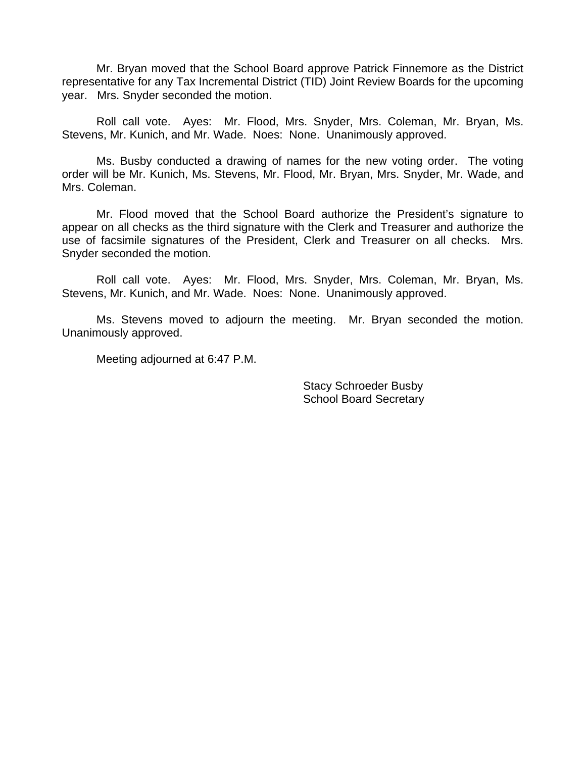Mr. Bryan moved that the School Board approve Patrick Finnemore as the District representative for any Tax Incremental District (TID) Joint Review Boards for the upcoming year. Mrs. Snyder seconded the motion.

Roll call vote. Ayes: Mr. Flood, Mrs. Snyder, Mrs. Coleman, Mr. Bryan, Ms. Stevens, Mr. Kunich, and Mr. Wade. Noes: None. Unanimously approved.

Ms. Busby conducted a drawing of names for the new voting order. The voting order will be Mr. Kunich, Ms. Stevens, Mr. Flood, Mr. Bryan, Mrs. Snyder, Mr. Wade, and Mrs. Coleman.

Mr. Flood moved that the School Board authorize the President's signature to appear on all checks as the third signature with the Clerk and Treasurer and authorize the use of facsimile signatures of the President, Clerk and Treasurer on all checks. Mrs. Snyder seconded the motion.

Roll call vote. Ayes: Mr. Flood, Mrs. Snyder, Mrs. Coleman, Mr. Bryan, Ms. Stevens, Mr. Kunich, and Mr. Wade. Noes: None. Unanimously approved.

Ms. Stevens moved to adjourn the meeting. Mr. Bryan seconded the motion. Unanimously approved.

Meeting adjourned at 6:47 P.M.

Stacy Schroeder Busby
School Board Secretary